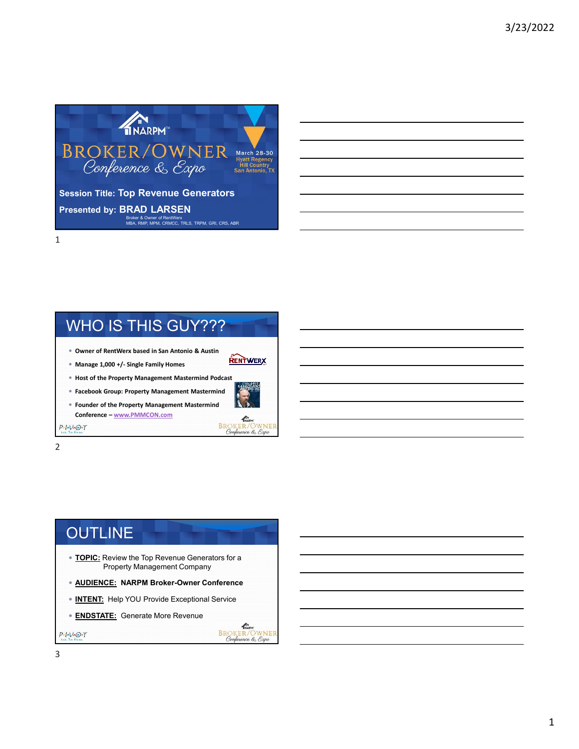# BROKER/OWNER Conference & Expo

NARPM

March 28-30
Hyatt Regency Hill Country
San Antonio, TX

**Session Title: Top Revenue Generators**

**Presented by: BRAD LARSEN**

Broker & Owner of RentWerx
MBA, RMP, MPM, CRMCC, TRLS, TRPM, GRI, CRS, ABR

## WHO IS THIS GUY???

- **Owner of RentWerx based in San Antonio & Austin**
- **Manage 1,000 +/- Single Family Homes**
- **Host of the Property Management Mastermind Podcast**
- **Facebook Group: Property Management Mastermind**
- **Founder of the Property Management Mastermind Conference –** www.PMMCON.com

## OUTLINE

- **TOPIC:** Review the Top Revenue Generators for a Property Management Company
- **AUDIENCE: NARPM Broker-Owner Conference**
- **INTENT:** Help YOU Provide Exceptional Service
- **ENDSTATE:** Generate More Revenue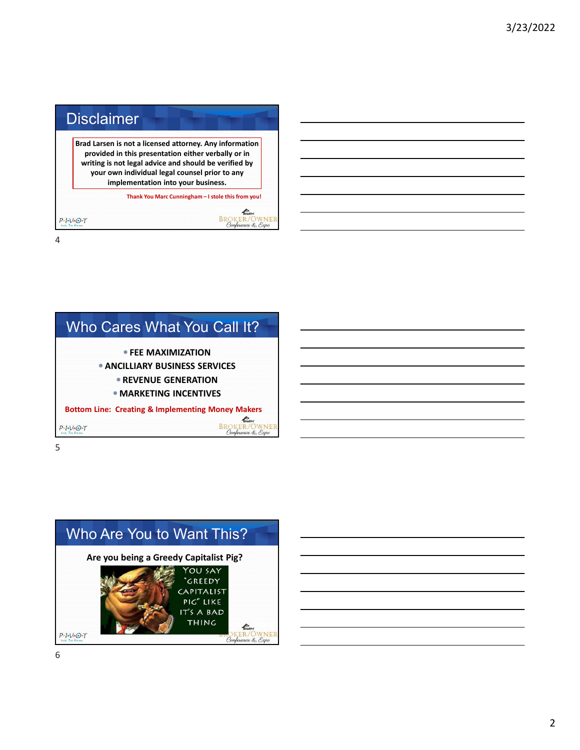## Disclaimer

**Brad Larsen is not a licensed attorney. Any information provided in this presentation either verbally or in writing is not legal advice and should be verified by your own individual legal counsel prior to any implementation into your business.**

**Thank You Marc Cunningham – I stole this from you!**

## Who Cares What You Call It?

- **FEE MAXIMIZATION**
- **ANCILLIARY BUSINESS SERVICES**
- **REVENUE GENERATION**
- **MARKETING INCENTIVES**

**Bottom Line: Creating & Implementing Money Makers**

## Who Are You to Want This?

**Are you being a Greedy Capitalist Pig?**

YOU SAY "GREEDY CAPITALIST PIG" LIKE IT'S A BAD THING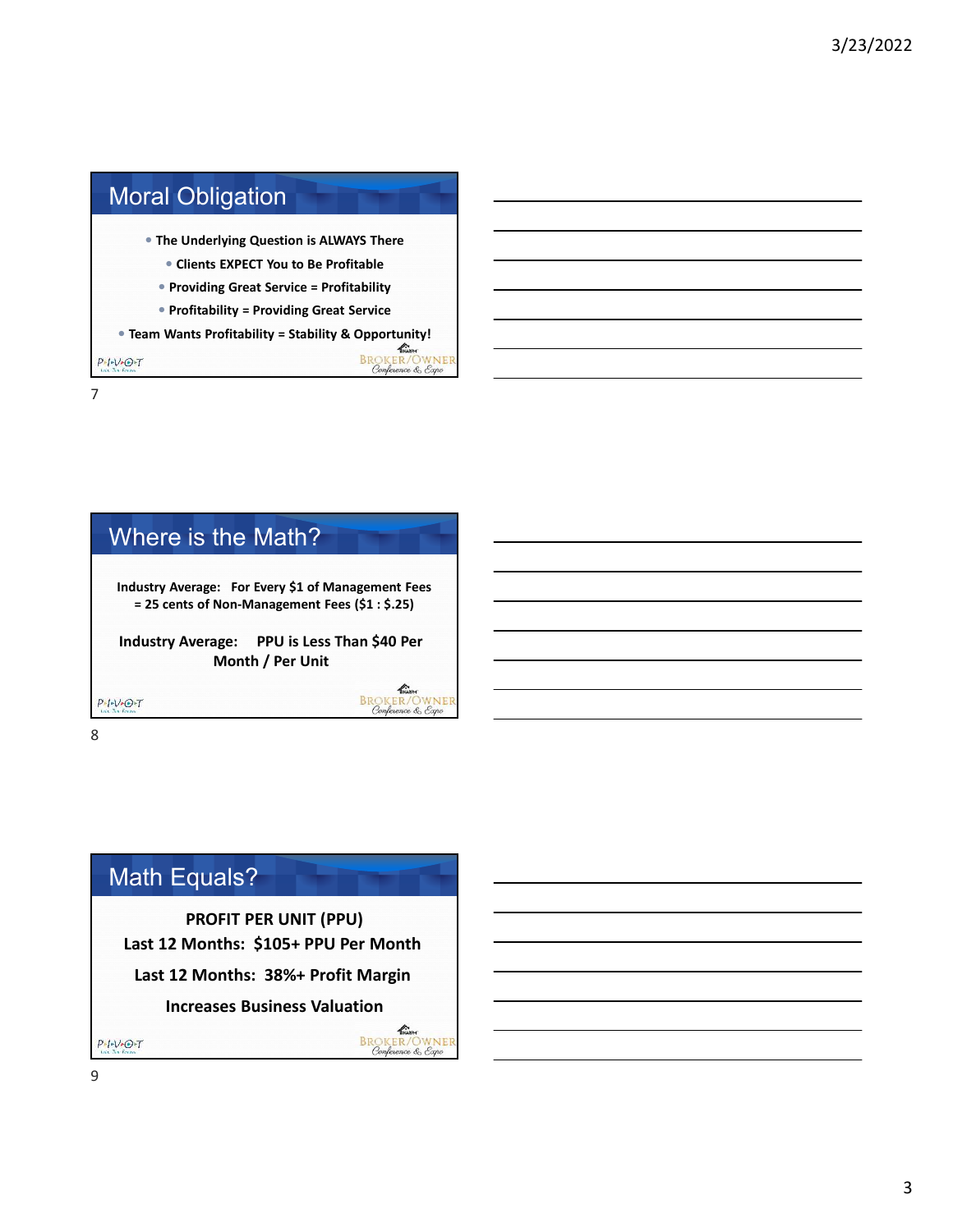## Moral Obligation

- The Underlying Question is ALWAYS There
- Clients EXPECT You to Be Profitable
- Providing Great Service = Profitability
- Profitability = Providing Great Service
- Team Wants Profitability = Stability & Opportunity!

## Where is the Math?

**Industry Average: For Every $1 of Management Fees = 25 cents of Non-Management Fees ($1 : $.25)**

**Industry Average: PPU is Less Than $40 Per Month / Per Unit**

## Math Equals?

**PROFIT PER UNIT (PPU)**

**Last 12 Months: $105+ PPU Per Month**

**Last 12 Months: 38%+ Profit Margin**

**Increases Business Valuation**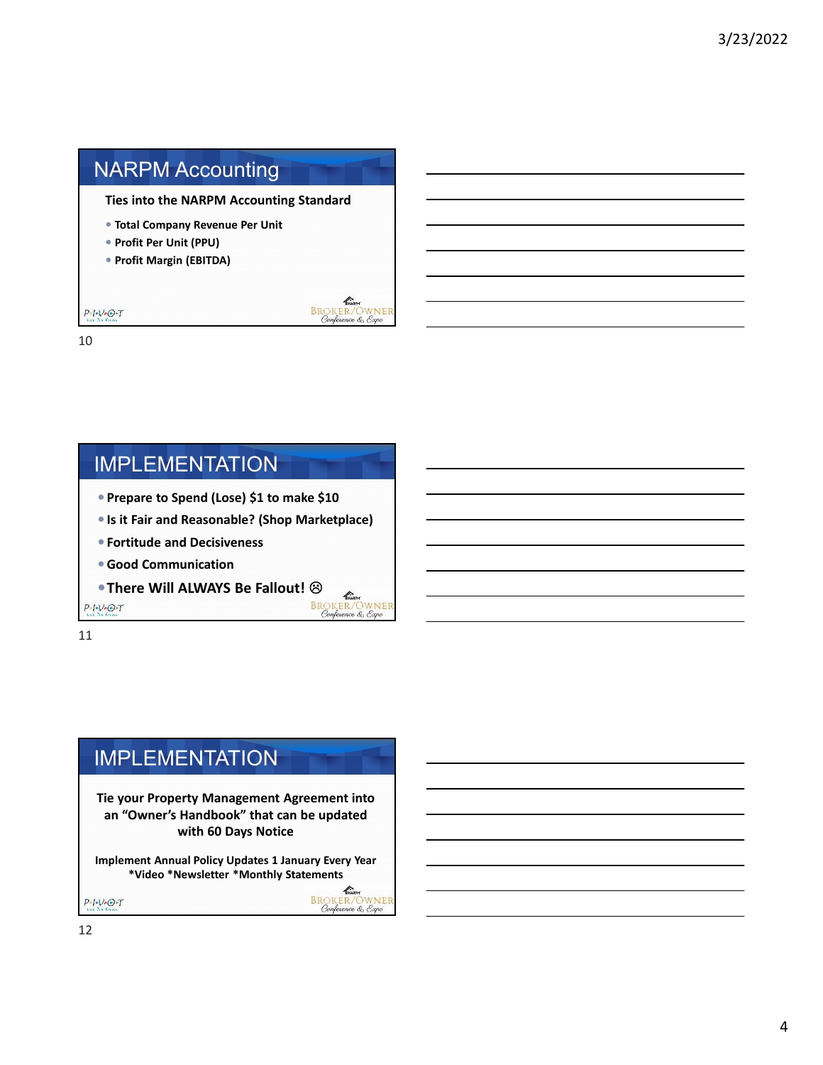## NARPM Accounting

**Ties into the NARPM Accounting Standard**

- **Total Company Revenue Per Unit**
- **Profit Per Unit (PPU)**
- **Profit Margin (EBITDA)**

## IMPLEMENTATION

- **Prepare to Spend (Lose) $1 to make $10**
- **Is it Fair and Reasonable? (Shop Marketplace)**
- **Fortitude and Decisiveness**
- **Good Communication**
- **There Will ALWAYS Be Fallout! ☹**

## IMPLEMENTATION

**Tie your Property Management Agreement into an "Owner's Handbook" that can be updated with 60 Days Notice**

**Implement Annual Policy Updates 1 January Every Year**
**\*Video \*Newsletter \*Monthly Statements**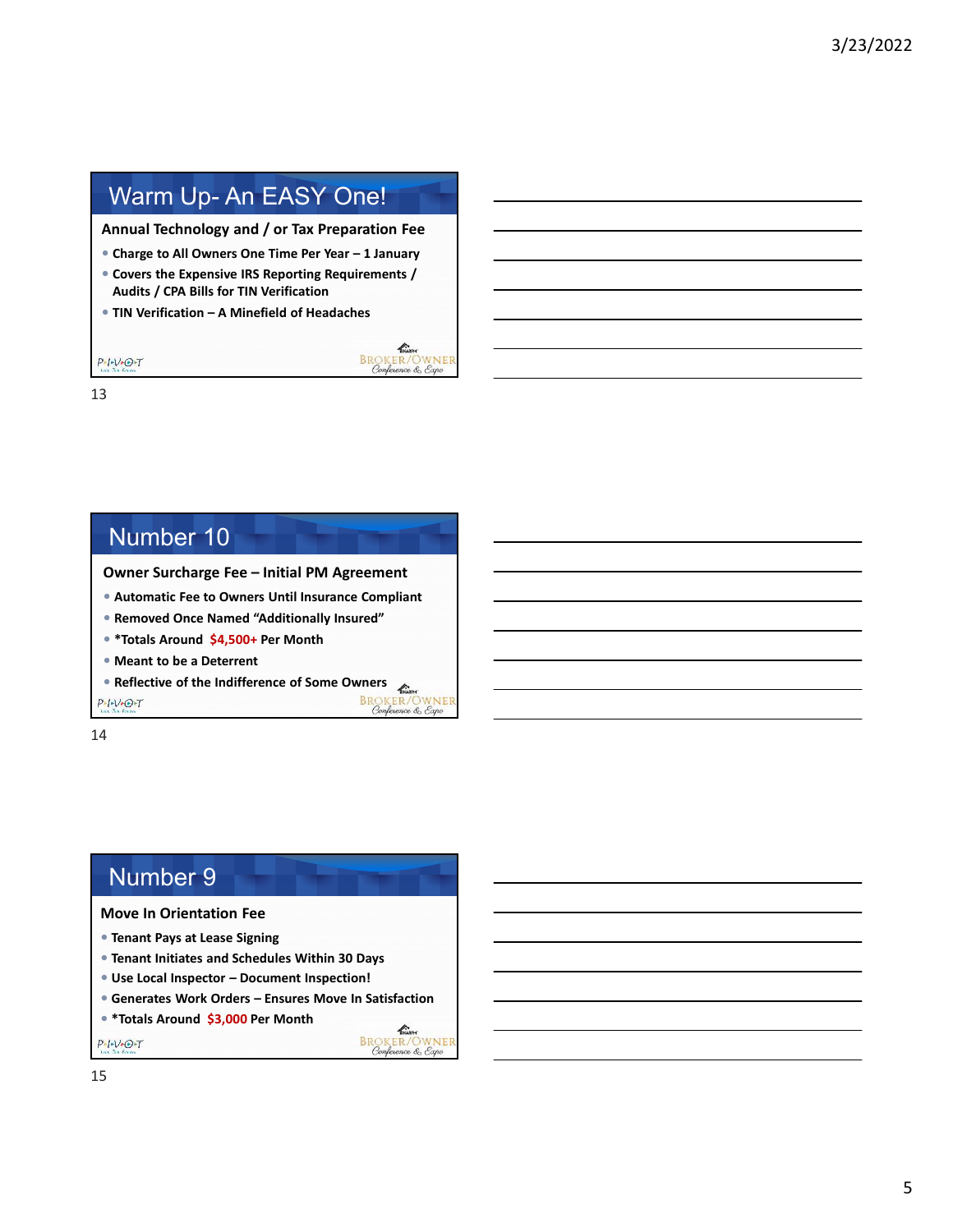## Warm Up- An EASY One!

**Annual Technology and / or Tax Preparation Fee**

- Charge to All Owners One Time Per Year – 1 January
- Covers the Expensive IRS Reporting Requirements / Audits / CPA Bills for TIN Verification
- TIN Verification – A Minefield of Headaches

## Number 10

**Owner Surcharge Fee – Initial PM Agreement**

- Automatic Fee to Owners Until Insurance Compliant
- Removed Once Named "Additionally Insured"
- *Totals Around $4,500+ Per Month
- Meant to be a Deterrent
- Reflective of the Indifference of Some Owners

## Number 9

**Move In Orientation Fee**

- Tenant Pays at Lease Signing
- Tenant Initiates and Schedules Within 30 Days
- Use Local Inspector – Document Inspection!
- Generates Work Orders – Ensures Move In Satisfaction
- *Totals Around $3,000 Per Month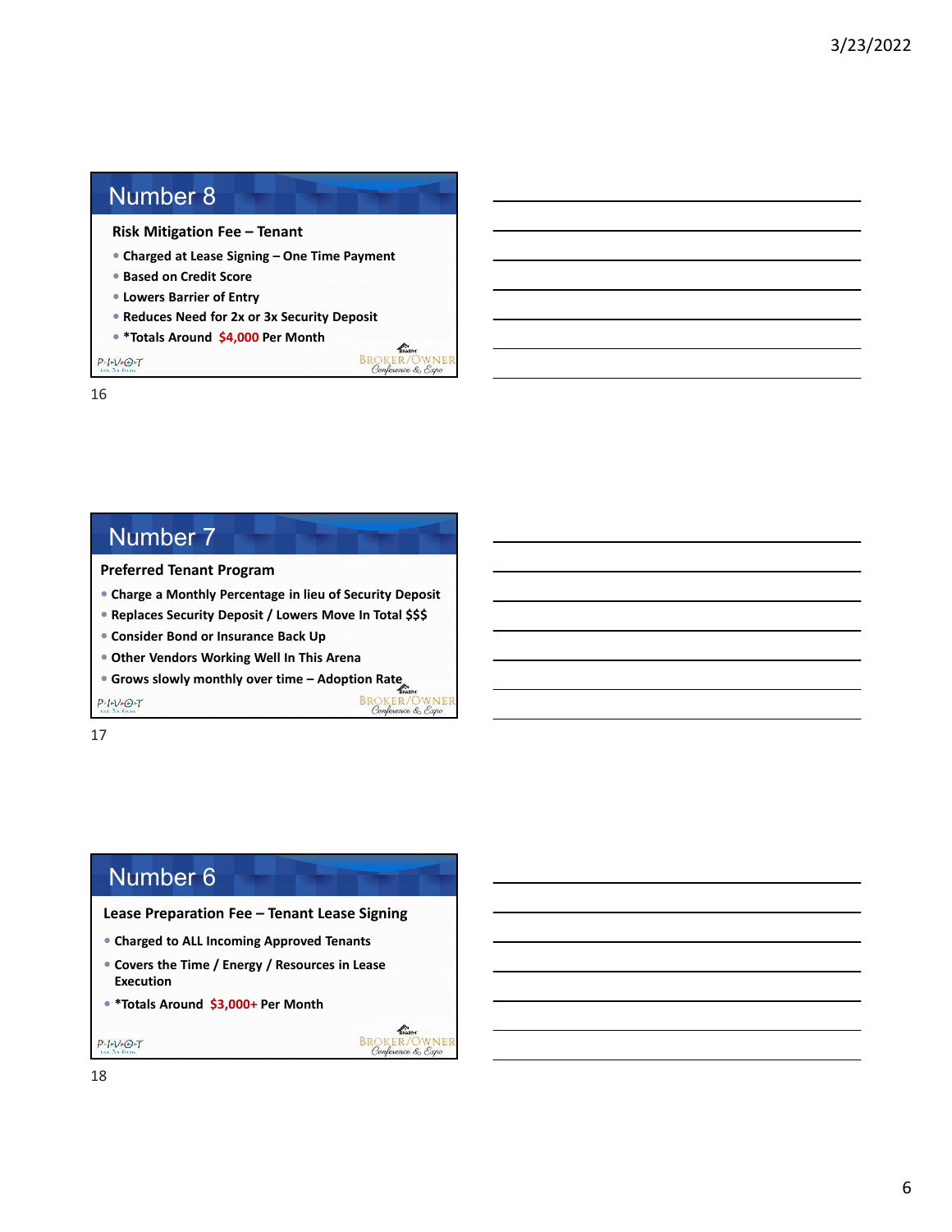## Number 8

**Risk Mitigation Fee – Tenant**

- **Charged at Lease Signing – One Time Payment**
- **Based on Credit Score**
- **Lowers Barrier of Entry**
- **Reduces Need for 2x or 3x Security Deposit**
- ***Totals Around $4,000 Per Month**

## Number 7

**Preferred Tenant Program**

- **Charge a Monthly Percentage in lieu of Security Deposit**
- **Replaces Security Deposit / Lowers Move In Total $$$**
- **Consider Bond or Insurance Back Up**
- **Other Vendors Working Well In This Arena**
- **Grows slowly monthly over time – Adoption Rate**

## Number 6

**Lease Preparation Fee – Tenant Lease Signing**

- **Charged to ALL Incoming Approved Tenants**
- **Covers the Time / Energy / Resources in Lease Execution**
- ***Totals Around $3,000+ Per Month**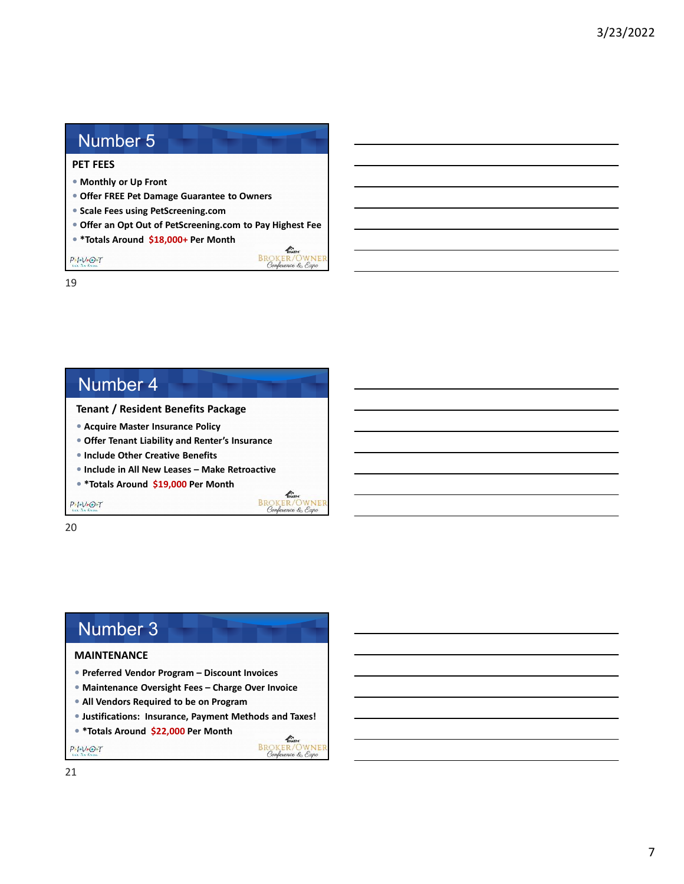## Number 5

**PET FEES**

- **Monthly or Up Front**
- **Offer FREE Pet Damage Guarantee to Owners**
- **Scale Fees using PetScreening.com**
- **Offer an Opt Out of PetScreening.com to Pay Highest Fee**
- **\*Totals Around $18,000+ Per Month**

## Number 4

**Tenant / Resident Benefits Package**

- **Acquire Master Insurance Policy**
- **Offer Tenant Liability and Renter's Insurance**
- **Include Other Creative Benefits**
- **Include in All New Leases – Make Retroactive**
- **\*Totals Around $19,000 Per Month**

## Number 3

**MAINTENANCE**

- **Preferred Vendor Program – Discount Invoices**
- **Maintenance Oversight Fees – Charge Over Invoice**
- **All Vendors Required to be on Program**
- **Justifications: Insurance, Payment Methods and Taxes!**
- **\*Totals Around $22,000 Per Month**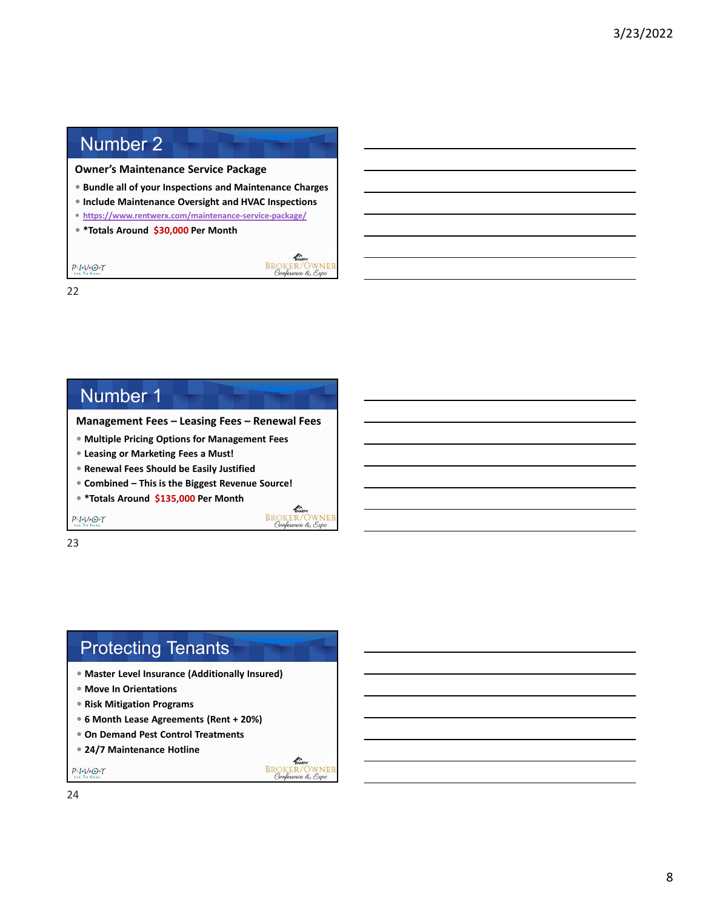## Number 2

**Owner's Maintenance Service Package**

- **Bundle all of your Inspections and Maintenance Charges**
- **Include Maintenance Oversight and HVAC Inspections**
- **https://www.rentwerx.com/maintenance-service-package/**
- ***Totals Around $30,000 Per Month**

## Number 1

**Management Fees – Leasing Fees – Renewal Fees**

- **Multiple Pricing Options for Management Fees**
- **Leasing or Marketing Fees a Must!**
- **Renewal Fees Should be Easily Justified**
- **Combined – This is the Biggest Revenue Source!**
- ***Totals Around $135,000 Per Month**

## Protecting Tenants

- **Master Level Insurance (Additionally Insured)**
- **Move In Orientations**
- **Risk Mitigation Programs**
- **6 Month Lease Agreements (Rent + 20%)**
- **On Demand Pest Control Treatments**
- **24/7 Maintenance Hotline**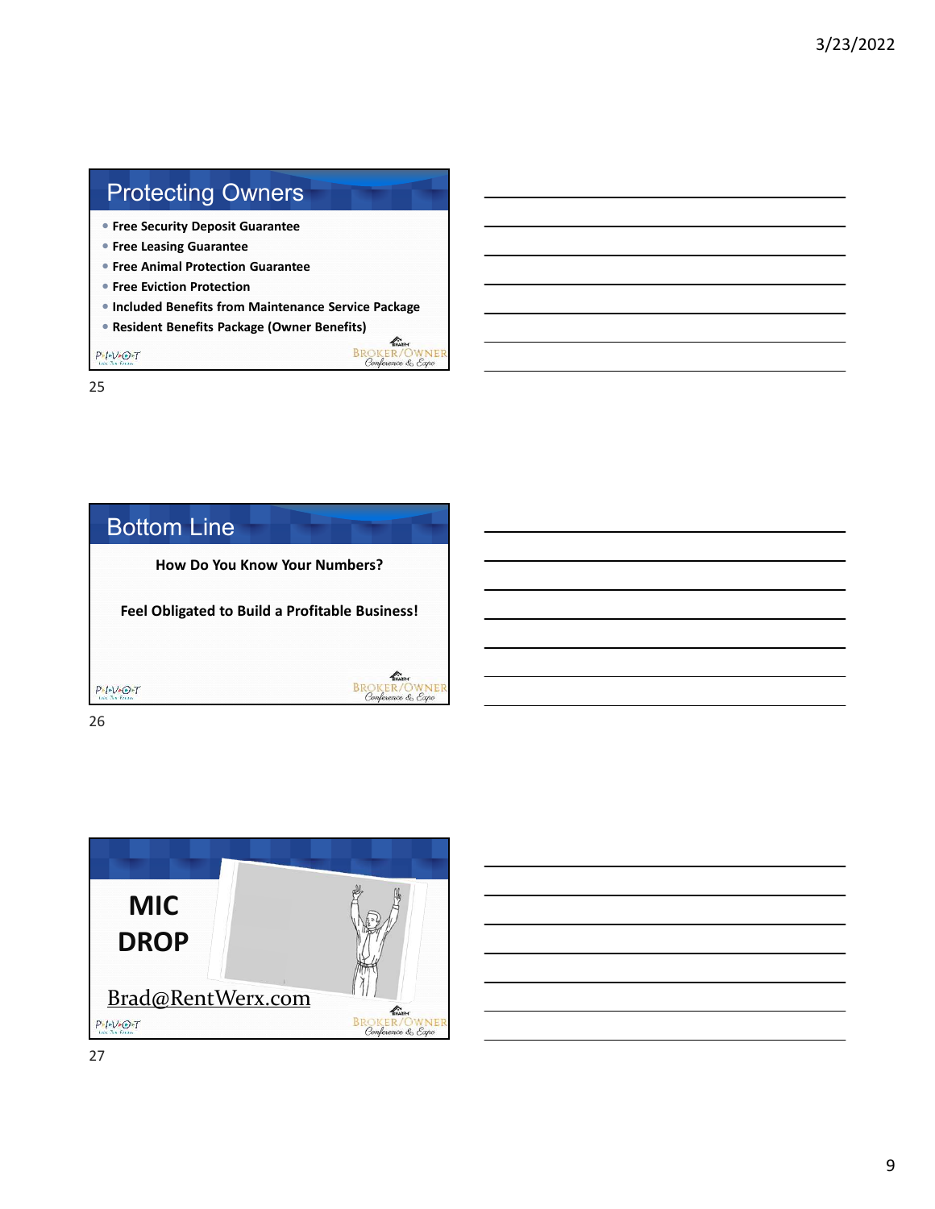## Protecting Owners

- Free Security Deposit Guarantee
- Free Leasing Guarantee
- Free Animal Protection Guarantee
- Free Eviction Protection
- Included Benefits from Maintenance Service Package
- Resident Benefits Package (Owner Benefits)

## Bottom Line

**How Do You Know Your Numbers?**

**Feel Obligated to Build a Profitable Business!**

## MIC DROP

Brad@RentWerx.com